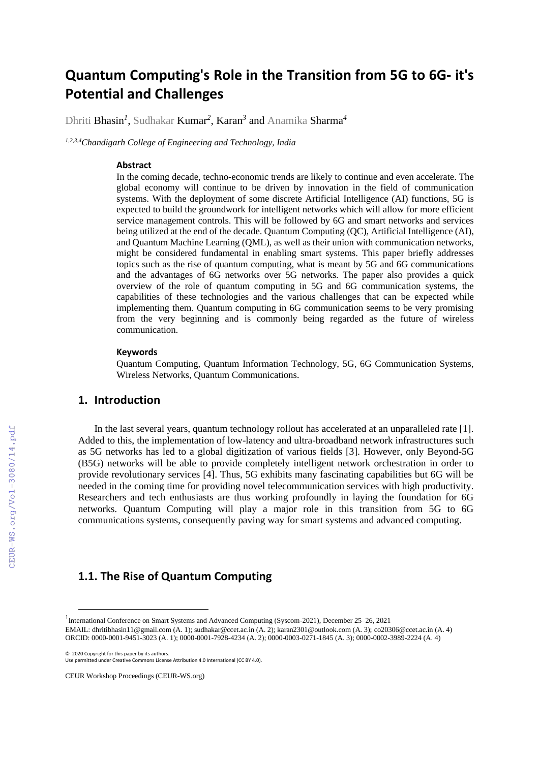# Quantum Computing's Role in the Transition from 5G to 6G- it's Potential and Challenges

Dhriti Bhasin[1], Sudhakar Kumar[2], Karan[3] and Anamika Sharma[4]

[1,2,3,4]*Chandigarh College of Engineering and Technology, India*

### Abstract

In the coming decade, techno-economic trends are likely to continue and even accelerate. The global economy will continue to be driven by innovation in the field of communication systems. With the deployment of some discrete Artificial Intelligence (AI) functions, 5G is expected to build the groundwork for intelligent networks which will allow for more efficient service management controls. This will be followed by 6G and smart networks and services being utilized at the end of the decade. Quantum Computing (QC), Artificial Intelligence (AI), and Quantum Machine Learning (QML), as well as their union with communication networks, might be considered fundamental in enabling smart systems. This paper briefly addresses topics such as the rise of quantum computing, what is meant by 5G and 6G communications and the advantages of 6G networks over 5G networks. The paper also provides a quick overview of the role of quantum computing in 5G and 6G communication systems, the capabilities of these technologies and the various challenges that can be expected while implementing them. Quantum computing in 6G communication seems to be very promising from the very beginning and is commonly being regarded as the future of wireless communication.

### Keywords

Quantum Computing, Quantum Information Technology, 5G, 6G Communication Systems, Wireless Networks, Quantum Communications.

## 1. Introduction

In the last several years, quantum technology rollout has accelerated at an unparalleled rate [1]. Added to this, the implementation of low-latency and ultra-broadband network infrastructures such as 5G networks has led to a global digitization of various fields [3]. However, only Beyond-5G (B5G) networks will be able to provide completely intelligent network orchestration in order to provide revolutionary services [4]. Thus, 5G exhibits many fascinating capabilities but 6G will be needed in the coming time for providing novel telecommunication services with high productivity. Researchers and tech enthusiasts are thus working profoundly in laying the foundation for 6G networks. Quantum Computing will play a major role in this transition from 5G to 6G communications systems, consequently paving way for smart systems and advanced computing.

## 1.1. The Rise of Quantum Computing

[1]International Conference on Smart Systems and Advanced Computing (Syscom-2021), December 25–26, 2021
EMAIL: dhritibhasin11@gmail.com (A. 1); sudhakar@ccet.ac.in (A. 2); karan2301@outlook.com (A. 3); co20306@ccet.ac.in (A. 4)
ORCID: 0000-0001-9451-3023 (A. 1); 0000-0001-7928-4234 (A. 2); 0000-0003-0271-1845 (A. 3); 0000-0002-3989-2224 (A. 4)

© 2020 Copyright for this paper by its authors.
Use permitted under Creative Commons License Attribution 4.0 International (CC BY 4.0).

CEUR Workshop Proceedings (CEUR-WS.org)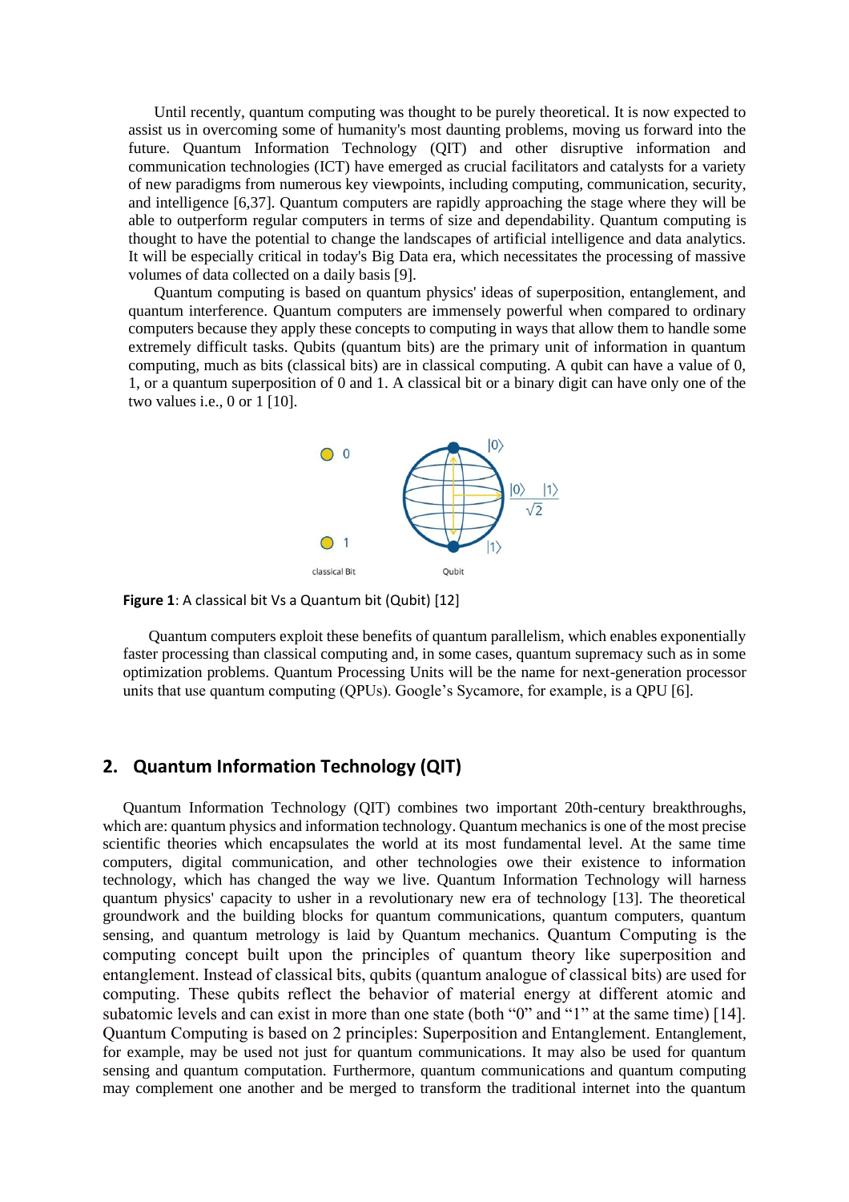Until recently, quantum computing was thought to be purely theoretical. It is now expected to assist us in overcoming some of humanity's most daunting problems, moving us forward into the future. Quantum Information Technology (QIT) and other disruptive information and communication technologies (ICT) have emerged as crucial facilitators and catalysts for a variety of new paradigms from numerous key viewpoints, including computing, communication, security, and intelligence [6,37]. Quantum computers are rapidly approaching the stage where they will be able to outperform regular computers in terms of size and dependability. Quantum computing is thought to have the potential to change the landscapes of artificial intelligence and data analytics. It will be especially critical in today's Big Data era, which necessitates the processing of massive volumes of data collected on a daily basis [9].

Quantum computing is based on quantum physics' ideas of superposition, entanglement, and quantum interference. Quantum computers are immensely powerful when compared to ordinary computers because they apply these concepts to computing in ways that allow them to handle some extremely difficult tasks. Qubits (quantum bits) are the primary unit of information in quantum computing, much as bits (classical bits) are in classical computing. A qubit can have a value of 0, 1, or a quantum superposition of 0 and 1. A classical bit or a binary digit can have only one of the two values i.e., 0 or 1 [10].

**Figure 1**: A classical bit Vs a Quantum bit (Qubit) [12]

Quantum computers exploit these benefits of quantum parallelism, which enables exponentially faster processing than classical computing and, in some cases, quantum supremacy such as in some optimization problems. Quantum Processing Units will be the name for next-generation processor units that use quantum computing (QPUs). Google's Sycamore, for example, is a QPU [6].

## 2. Quantum Information Technology (QIT)

Quantum Information Technology (QIT) combines two important 20th-century breakthroughs, which are: quantum physics and information technology. Quantum mechanics is one of the most precise scientific theories which encapsulates the world at its most fundamental level. At the same time computers, digital communication, and other technologies owe their existence to information technology, which has changed the way we live. Quantum Information Technology will harness quantum physics' capacity to usher in a revolutionary new era of technology [13]. The theoretical groundwork and the building blocks for quantum communications, quantum computers, quantum sensing, and quantum metrology is laid by Quantum mechanics. Quantum Computing is the computing concept built upon the principles of quantum theory like superposition and entanglement. Instead of classical bits, qubits (quantum analogue of classical bits) are used for computing. These qubits reflect the behavior of material energy at different atomic and subatomic levels and can exist in more than one state (both "0" and "1" at the same time) [14]. Quantum Computing is based on 2 principles: Superposition and Entanglement. Entanglement, for example, may be used not just for quantum communications. It may also be used for quantum sensing and quantum computation. Furthermore, quantum communications and quantum computing may complement one another and be merged to transform the traditional internet into the quantum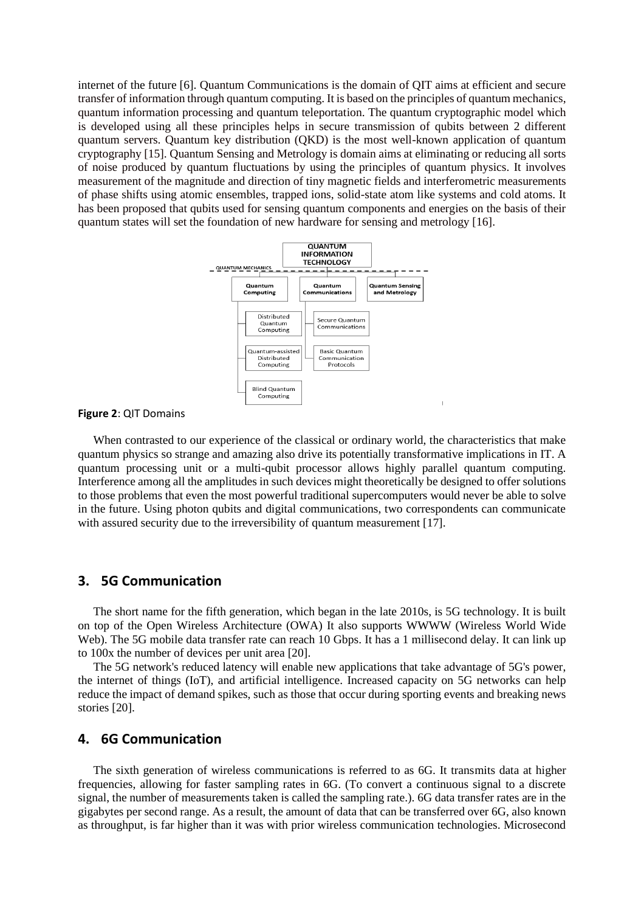internet of the future [6]. Quantum Communications is the domain of QIT aims at efficient and secure transfer of information through quantum computing. It is based on the principles of quantum mechanics, quantum information processing and quantum teleportation. The quantum cryptographic model which is developed using all these principles helps in secure transmission of qubits between 2 different quantum servers. Quantum key distribution (QKD) is the most well-known application of quantum cryptography [15]. Quantum Sensing and Metrology is domain aims at eliminating or reducing all sorts of noise produced by quantum fluctuations by using the principles of quantum physics. It involves measurement of the magnitude and direction of tiny magnetic fields and interferometric measurements of phase shifts using atomic ensembles, trapped ions, solid-state atom like systems and cold atoms. It has been proposed that qubits used for sensing quantum components and energies on the basis of their quantum states will set the foundation of new hardware for sensing and metrology [16].

**Figure 2**: QIT Domains

When contrasted to our experience of the classical or ordinary world, the characteristics that make quantum physics so strange and amazing also drive its potentially transformative implications in IT. A quantum processing unit or a multi-qubit processor allows highly parallel quantum computing. Interference among all the amplitudes in such devices might theoretically be designed to offer solutions to those problems that even the most powerful traditional supercomputers would never be able to solve in the future. Using photon qubits and digital communications, two correspondents can communicate with assured security due to the irreversibility of quantum measurement [17].

## 3. 5G Communication

The short name for the fifth generation, which began in the late 2010s, is 5G technology. It is built on top of the Open Wireless Architecture (OWA) It also supports WWWW (Wireless World Wide Web). The 5G mobile data transfer rate can reach 10 Gbps. It has a 1 millisecond delay. It can link up to 100x the number of devices per unit area [20].

The 5G network's reduced latency will enable new applications that take advantage of 5G's power, the internet of things (IoT), and artificial intelligence. Increased capacity on 5G networks can help reduce the impact of demand spikes, such as those that occur during sporting events and breaking news stories [20].

## 4. 6G Communication

The sixth generation of wireless communications is referred to as 6G. It transmits data at higher frequencies, allowing for faster sampling rates in 6G. (To convert a continuous signal to a discrete signal, the number of measurements taken is called the sampling rate.). 6G data transfer rates are in the gigabytes per second range. As a result, the amount of data that can be transferred over 6G, also known as throughput, is far higher than it was with prior wireless communication technologies. Microsecond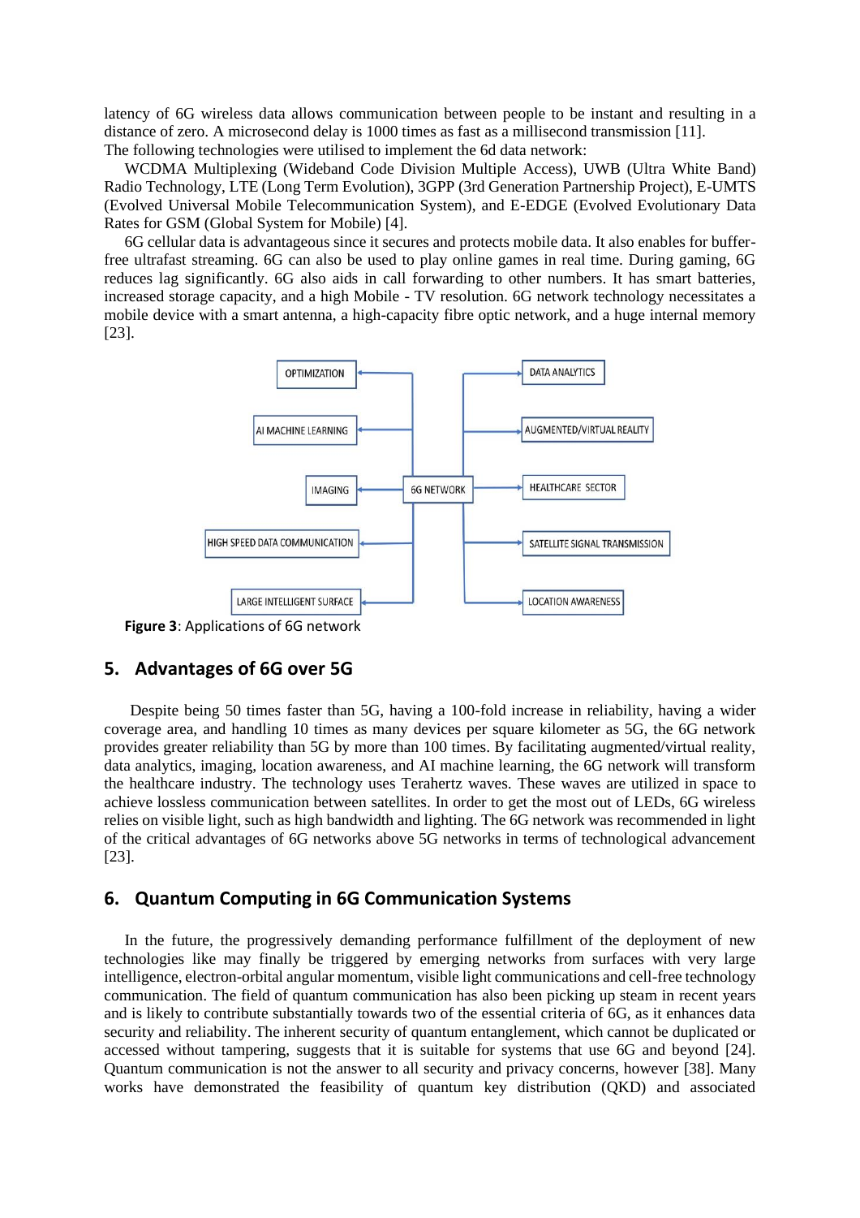latency of 6G wireless data allows communication between people to be instant and resulting in a distance of zero. A microsecond delay is 1000 times as fast as a millisecond transmission [11].
The following technologies were utilised to implement the 6d data network:

WCDMA Multiplexing (Wideband Code Division Multiple Access), UWB (Ultra White Band) Radio Technology, LTE (Long Term Evolution), 3GPP (3rd Generation Partnership Project), E-UMTS (Evolved Universal Mobile Telecommunication System), and E-EDGE (Evolved Evolutionary Data Rates for GSM (Global System for Mobile) [4].

6G cellular data is advantageous since it secures and protects mobile data. It also enables for buffer-free ultrafast streaming. 6G can also be used to play online games in real time. During gaming, 6G reduces lag significantly. 6G also aids in call forwarding to other numbers. It has smart batteries, increased storage capacity, and a high Mobile - TV resolution. 6G network technology necessitates a mobile device with a smart antenna, a high-capacity fibre optic network, and a huge internal memory [23].

**Figure 3**: Applications of 6G network

## 5. Advantages of 6G over 5G

Despite being 50 times faster than 5G, having a 100-fold increase in reliability, having a wider coverage area, and handling 10 times as many devices per square kilometer as 5G, the 6G network provides greater reliability than 5G by more than 100 times. By facilitating augmented/virtual reality, data analytics, imaging, location awareness, and AI machine learning, the 6G network will transform the healthcare industry. The technology uses Terahertz waves. These waves are utilized in space to achieve lossless communication between satellites. In order to get the most out of LEDs, 6G wireless relies on visible light, such as high bandwidth and lighting. The 6G network was recommended in light of the critical advantages of 6G networks above 5G networks in terms of technological advancement [23].

## 6. Quantum Computing in 6G Communication Systems

In the future, the progressively demanding performance fulfillment of the deployment of new technologies like may finally be triggered by emerging networks from surfaces with very large intelligence, electron-orbital angular momentum, visible light communications and cell-free technology communication. The field of quantum communication has also been picking up steam in recent years and is likely to contribute substantially towards two of the essential criteria of 6G, as it enhances data security and reliability. The inherent security of quantum entanglement, which cannot be duplicated or accessed without tampering, suggests that it is suitable for systems that use 6G and beyond [24]. Quantum communication is not the answer to all security and privacy concerns, however [38]. Many works have demonstrated the feasibility of quantum key distribution (QKD) and associated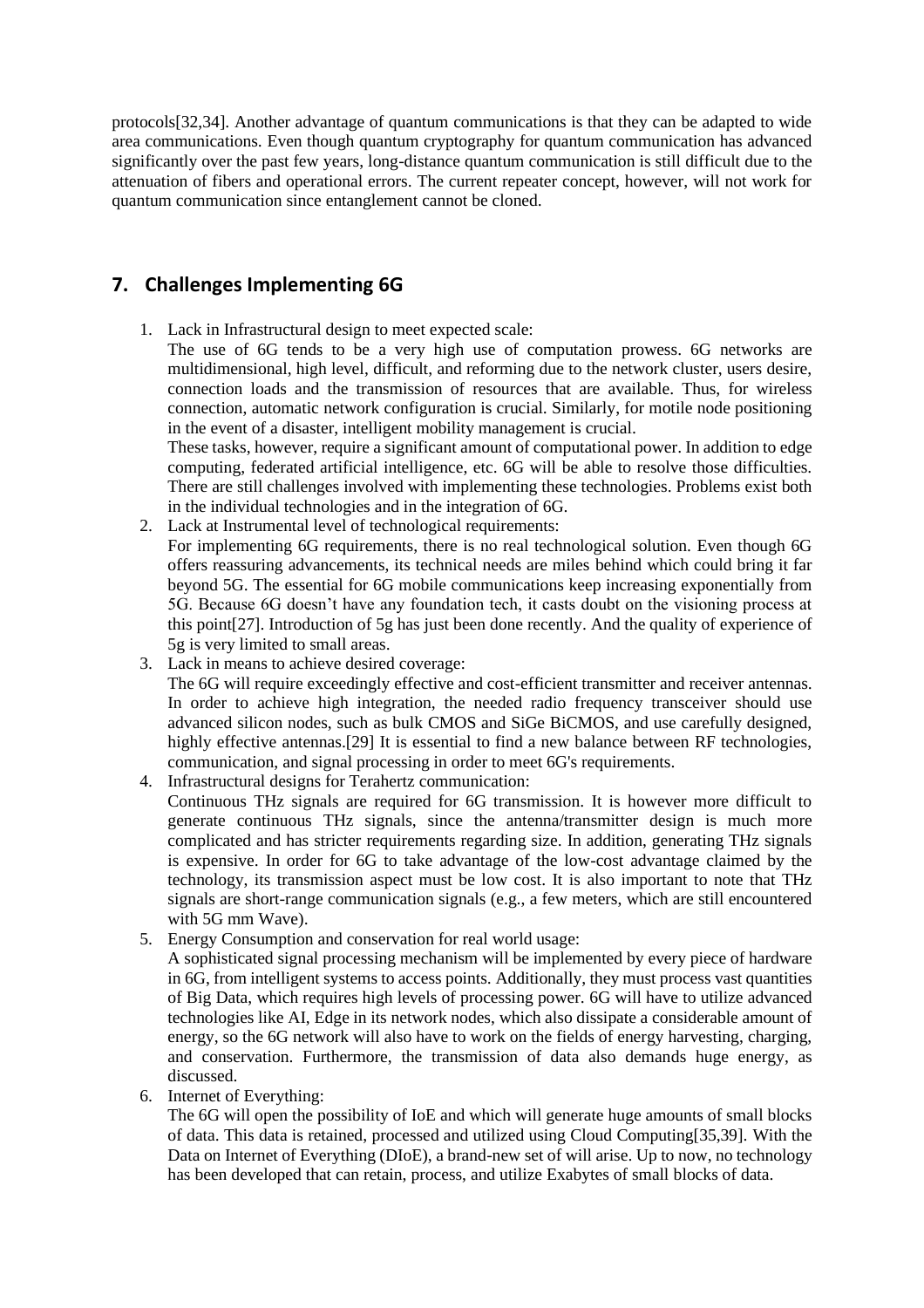protocols[32,34]. Another advantage of quantum communications is that they can be adapted to wide area communications. Even though quantum cryptography for quantum communication has advanced significantly over the past few years, long-distance quantum communication is still difficult due to the attenuation of fibers and operational errors. The current repeater concept, however, will not work for quantum communication since entanglement cannot be cloned.

## 7. Challenges Implementing 6G

1. Lack in Infrastructural design to meet expected scale:
   The use of 6G tends to be a very high use of computation prowess. 6G networks are multidimensional, high level, difficult, and reforming due to the network cluster, users desire, connection loads and the transmission of resources that are available. Thus, for wireless connection, automatic network configuration is crucial. Similarly, for motile node positioning in the event of a disaster, intelligent mobility management is crucial.
   These tasks, however, require a significant amount of computational power. In addition to edge computing, federated artificial intelligence, etc. 6G will be able to resolve those difficulties. There are still challenges involved with implementing these technologies. Problems exist both in the individual technologies and in the integration of 6G.
2. Lack at Instrumental level of technological requirements:
   For implementing 6G requirements, there is no real technological solution. Even though 6G offers reassuring advancements, its technical needs are miles behind which could bring it far beyond 5G. The essential for 6G mobile communications keep increasing exponentially from 5G. Because 6G doesn't have any foundation tech, it casts doubt on the visioning process at this point[27]. Introduction of 5g has just been done recently. And the quality of experience of 5g is very limited to small areas.
3. Lack in means to achieve desired coverage:
   The 6G will require exceedingly effective and cost-efficient transmitter and receiver antennas. In order to achieve high integration, the needed radio frequency transceiver should use advanced silicon nodes, such as bulk CMOS and SiGe BiCMOS, and use carefully designed, highly effective antennas.[29] It is essential to find a new balance between RF technologies, communication, and signal processing in order to meet 6G's requirements.
4. Infrastructural designs for Terahertz communication:
   Continuous THz signals are required for 6G transmission. It is however more difficult to generate continuous THz signals, since the antenna/transmitter design is much more complicated and has stricter requirements regarding size. In addition, generating THz signals is expensive. In order for 6G to take advantage of the low-cost advantage claimed by the technology, its transmission aspect must be low cost. It is also important to note that THz signals are short-range communication signals (e.g., a few meters, which are still encountered with 5G mm Wave).
5. Energy Consumption and conservation for real world usage:
   A sophisticated signal processing mechanism will be implemented by every piece of hardware in 6G, from intelligent systems to access points. Additionally, they must process vast quantities of Big Data, which requires high levels of processing power. 6G will have to utilize advanced technologies like AI, Edge in its network nodes, which also dissipate a considerable amount of energy, so the 6G network will also have to work on the fields of energy harvesting, charging, and conservation. Furthermore, the transmission of data also demands huge energy, as discussed.
6. Internet of Everything:
   The 6G will open the possibility of IoE and which will generate huge amounts of small blocks of data. This data is retained, processed and utilized using Cloud Computing[35,39]. With the Data on Internet of Everything (DIoE), a brand-new set of will arise. Up to now, no technology has been developed that can retain, process, and utilize Exabytes of small blocks of data.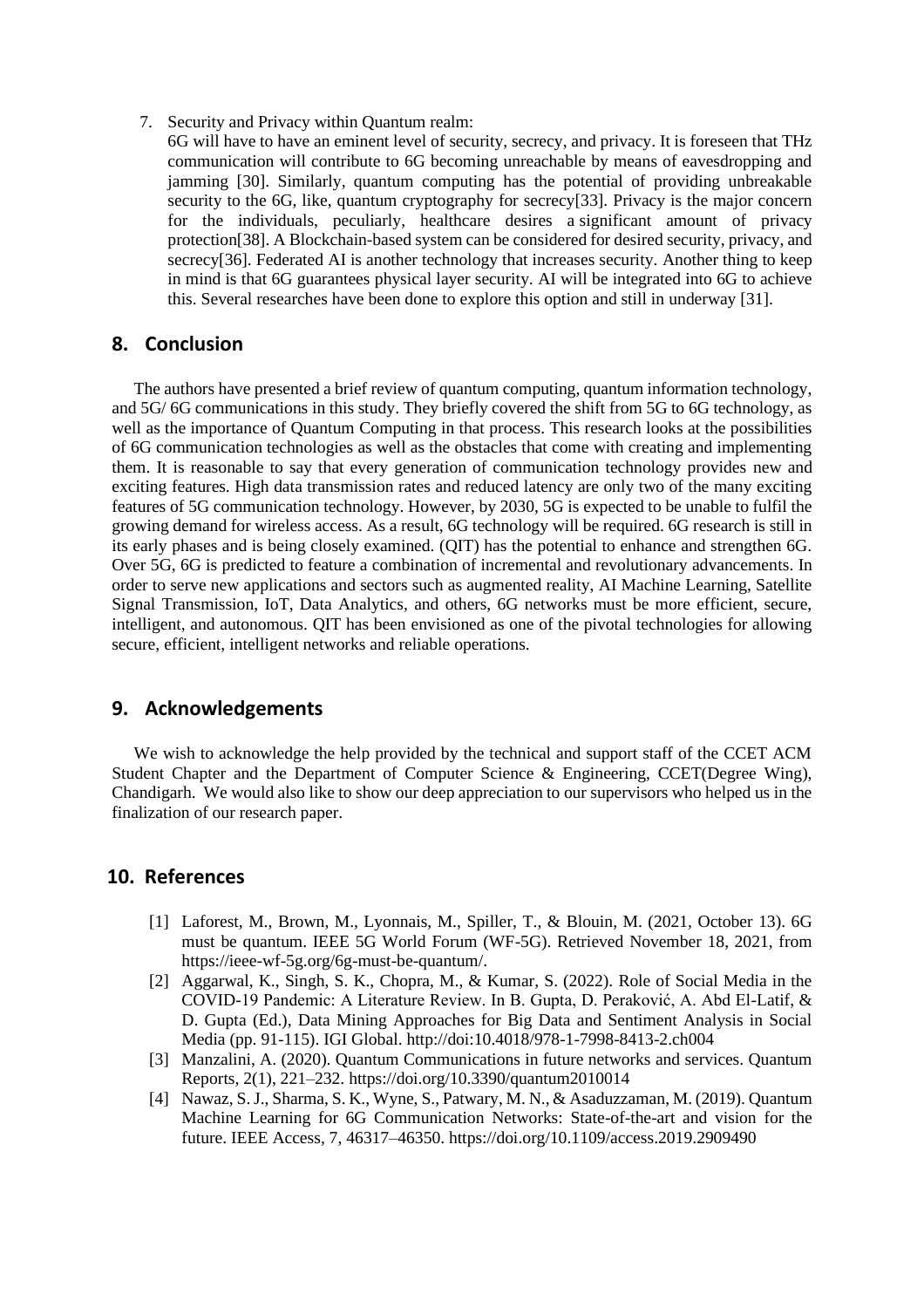7. Security and Privacy within Quantum realm:
   6G will have to have an eminent level of security, secrecy, and privacy. It is foreseen that THz communication will contribute to 6G becoming unreachable by means of eavesdropping and jamming [30]. Similarly, quantum computing has the potential of providing unbreakable security to the 6G, like, quantum cryptography for secrecy[33]. Privacy is the major concern for the individuals, peculiarly, healthcare desires a significant amount of privacy protection[38]. A Blockchain-based system can be considered for desired security, privacy, and secrecy[36]. Federated AI is another technology that increases security. Another thing to keep in mind is that 6G guarantees physical layer security. AI will be integrated into 6G to achieve this. Several researches have been done to explore this option and still in underway [31].

## 8. Conclusion

The authors have presented a brief review of quantum computing, quantum information technology, and 5G/ 6G communications in this study. They briefly covered the shift from 5G to 6G technology, as well as the importance of Quantum Computing in that process. This research looks at the possibilities of 6G communication technologies as well as the obstacles that come with creating and implementing them. It is reasonable to say that every generation of communication technology provides new and exciting features. High data transmission rates and reduced latency are only two of the many exciting features of 5G communication technology. However, by 2030, 5G is expected to be unable to fulfil the growing demand for wireless access. As a result, 6G technology will be required. 6G research is still in its early phases and is being closely examined. (QIT) has the potential to enhance and strengthen 6G. Over 5G, 6G is predicted to feature a combination of incremental and revolutionary advancements. In order to serve new applications and sectors such as augmented reality, AI Machine Learning, Satellite Signal Transmission, IoT, Data Analytics, and others, 6G networks must be more efficient, secure, intelligent, and autonomous. QIT has been envisioned as one of the pivotal technologies for allowing secure, efficient, intelligent networks and reliable operations.

## 9. Acknowledgements

We wish to acknowledge the help provided by the technical and support staff of the CCET ACM Student Chapter and the Department of Computer Science & Engineering, CCET(Degree Wing), Chandigarh. We would also like to show our deep appreciation to our supervisors who helped us in the finalization of our research paper.

## 10. References

[1] Laforest, M., Brown, M., Lyonnais, M., Spiller, T., & Blouin, M. (2021, October 13). 6G must be quantum. IEEE 5G World Forum (WF-5G). Retrieved November 18, 2021, from https://ieee-wf-5g.org/6g-must-be-quantum/.

[2] Aggarwal, K., Singh, S. K., Chopra, M., & Kumar, S. (2022). Role of Social Media in the COVID-19 Pandemic: A Literature Review. In B. Gupta, D. Peraković, A. Abd El-Latif, & D. Gupta (Ed.), Data Mining Approaches for Big Data and Sentiment Analysis in Social Media (pp. 91-115). IGI Global. http://doi:10.4018/978-1-7998-8413-2.ch004

[3] Manzalini, A. (2020). Quantum Communications in future networks and services. Quantum Reports, 2(1), 221–232. https://doi.org/10.3390/quantum2010014

[4] Nawaz, S. J., Sharma, S. K., Wyne, S., Patwary, M. N., & Asaduzzaman, M. (2019). Quantum Machine Learning for 6G Communication Networks: State-of-the-art and vision for the future. IEEE Access, 7, 46317–46350. https://doi.org/10.1109/access.2019.2909490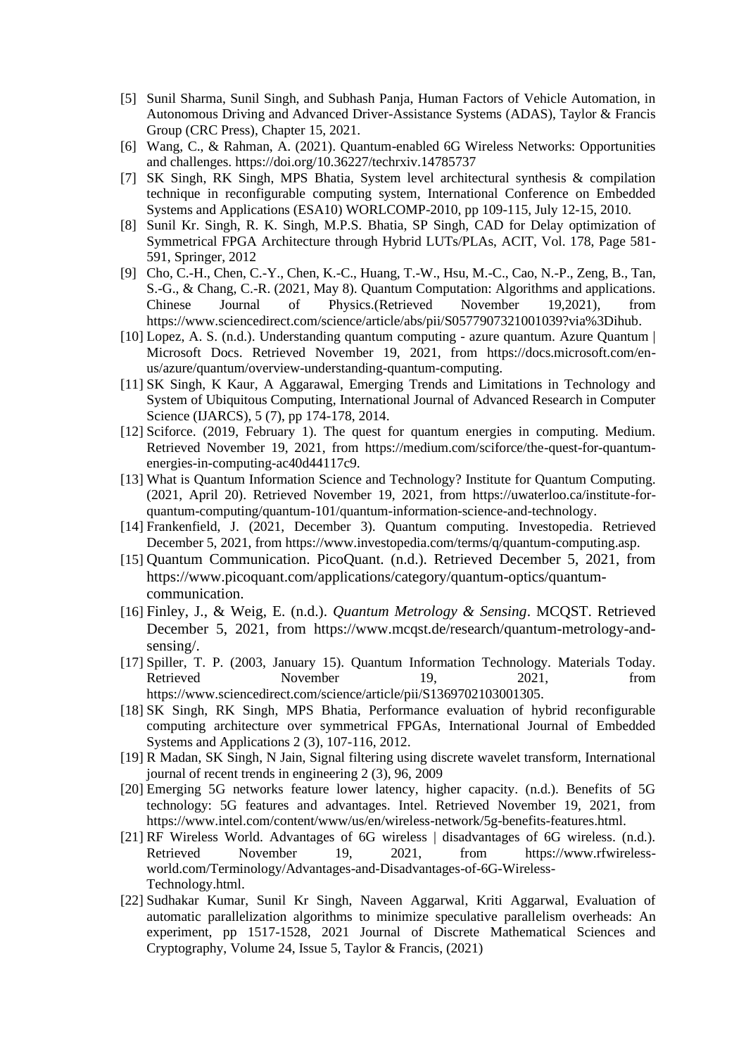[5] Sunil Sharma, Sunil Singh, and Subhash Panja, Human Factors of Vehicle Automation, in Autonomous Driving and Advanced Driver-Assistance Systems (ADAS), Taylor & Francis Group (CRC Press), Chapter 15, 2021.

[6] Wang, C., & Rahman, A. (2021). Quantum-enabled 6G Wireless Networks: Opportunities and challenges. https://doi.org/10.36227/techrxiv.14785737

[7] SK Singh, RK Singh, MPS Bhatia, System level architectural synthesis & compilation technique in reconfigurable computing system, International Conference on Embedded Systems and Applications (ESA10) WORLCOMP-2010, pp 109-115, July 12-15, 2010.

[8] Sunil Kr. Singh, R. K. Singh, M.P.S. Bhatia, SP Singh, CAD for Delay optimization of Symmetrical FPGA Architecture through Hybrid LUTs/PLAs, ACIT, Vol. 178, Page 581-591, Springer, 2012

[9] Cho, C.-H., Chen, C.-Y., Chen, K.-C., Huang, T.-W., Hsu, M.-C., Cao, N.-P., Zeng, B., Tan, S.-G., & Chang, C.-R. (2021, May 8). Quantum Computation: Algorithms and applications. Chinese Journal of Physics.(Retrieved November 19,2021), from https://www.sciencedirect.com/science/article/abs/pii/S0577907321001039?via%3Dihub.

[10] Lopez, A. S. (n.d.). Understanding quantum computing - azure quantum. Azure Quantum | Microsoft Docs. Retrieved November 19, 2021, from https://docs.microsoft.com/en-us/azure/quantum/overview-understanding-quantum-computing.

[11] SK Singh, K Kaur, A Aggarawal, Emerging Trends and Limitations in Technology and System of Ubiquitous Computing, International Journal of Advanced Research in Computer Science (IJARCS), 5 (7), pp 174-178, 2014.

[12] Sciforce. (2019, February 1). The quest for quantum energies in computing. Medium. Retrieved November 19, 2021, from https://medium.com/sciforce/the-quest-for-quantum-energies-in-computing-ac40d44117c9.

[13] What is Quantum Information Science and Technology? Institute for Quantum Computing. (2021, April 20). Retrieved November 19, 2021, from https://uwaterloo.ca/institute-for-quantum-computing/quantum-101/quantum-information-science-and-technology.

[14] Frankenfield, J. (2021, December 3). Quantum computing. Investopedia. Retrieved December 5, 2021, from https://www.investopedia.com/terms/q/quantum-computing.asp.

[15] Quantum Communication. PicoQuant. (n.d.). Retrieved December 5, 2021, from https://www.picoquant.com/applications/category/quantum-optics/quantum-communication.

[16] Finley, J., & Weig, E. (n.d.). *Quantum Metrology & Sensing*. MCQST. Retrieved December 5, 2021, from https://www.mcqst.de/research/quantum-metrology-and-sensing/.

[17] Spiller, T. P. (2003, January 15). Quantum Information Technology. Materials Today. Retrieved November 19, 2021, from https://www.sciencedirect.com/science/article/pii/S1369702103001305.

[18] SK Singh, RK Singh, MPS Bhatia, Performance evaluation of hybrid reconfigurable computing architecture over symmetrical FPGAs, International Journal of Embedded Systems and Applications 2 (3), 107-116, 2012.

[19] R Madan, SK Singh, N Jain, Signal filtering using discrete wavelet transform, International journal of recent trends in engineering 2 (3), 96, 2009

[20] Emerging 5G networks feature lower latency, higher capacity. (n.d.). Benefits of 5G technology: 5G features and advantages. Intel. Retrieved November 19, 2021, from https://www.intel.com/content/www/us/en/wireless-network/5g-benefits-features.html.

[21] RF Wireless World. Advantages of 6G wireless | disadvantages of 6G wireless. (n.d.). Retrieved November 19, 2021, from https://www.rfwireless-world.com/Terminology/Advantages-and-Disadvantages-of-6G-Wireless-Technology.html.

[22] Sudhakar Kumar, Sunil Kr Singh, Naveen Aggarwal, Kriti Aggarwal, Evaluation of automatic parallelization algorithms to minimize speculative parallelism overheads: An experiment, pp 1517-1528, 2021 Journal of Discrete Mathematical Sciences and Cryptography, Volume 24, Issue 5, Taylor & Francis, (2021)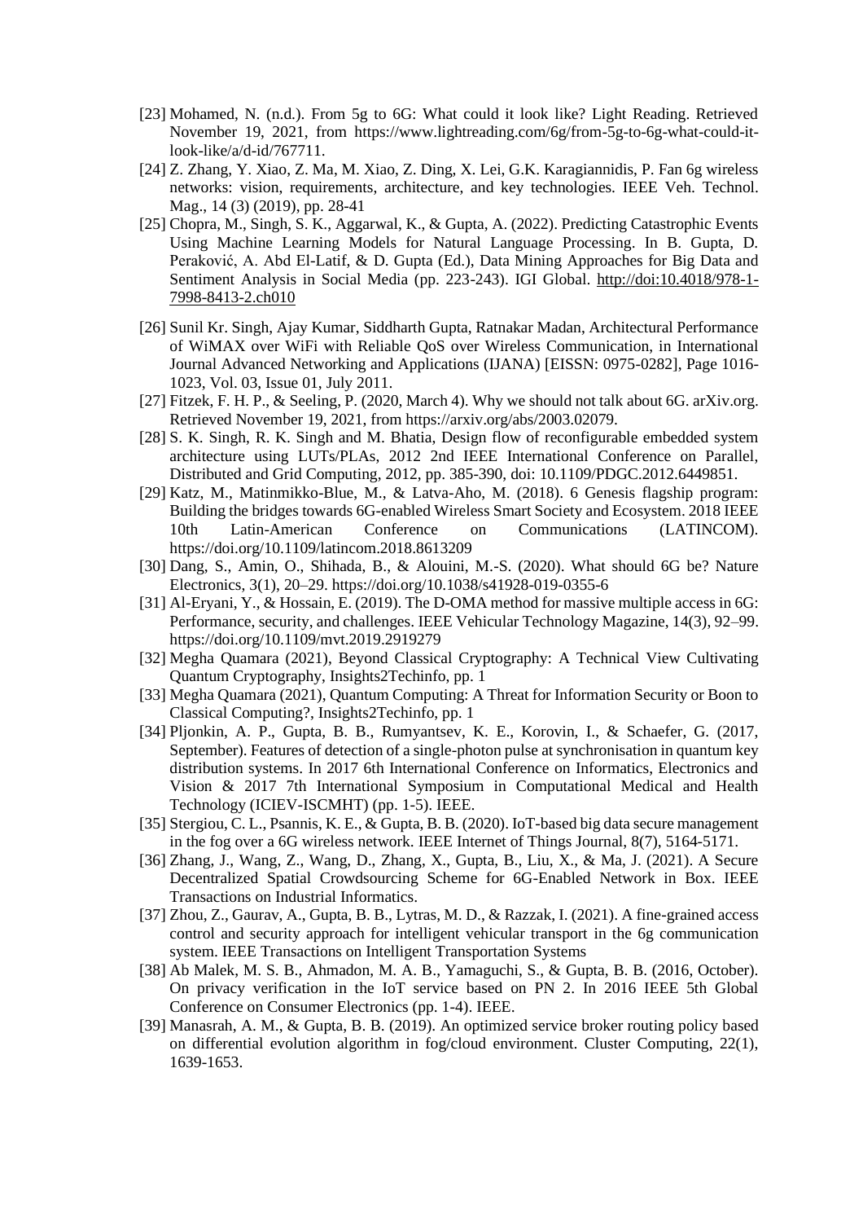[23] Mohamed, N. (n.d.). From 5g to 6G: What could it look like? Light Reading. Retrieved November 19, 2021, from https://www.lightreading.com/6g/from-5g-to-6g-what-could-it-look-like/a/d-id/767711.

[24] Z. Zhang, Y. Xiao, Z. Ma, M. Xiao, Z. Ding, X. Lei, G.K. Karagiannidis, P. Fan 6g wireless networks: vision, requirements, architecture, and key technologies. IEEE Veh. Technol. Mag., 14 (3) (2019), pp. 28-41

[25] Chopra, M., Singh, S. K., Aggarwal, K., & Gupta, A. (2022). Predicting Catastrophic Events Using Machine Learning Models for Natural Language Processing. In B. Gupta, D. Peraković, A. Abd El-Latif, & D. Gupta (Ed.), Data Mining Approaches for Big Data and Sentiment Analysis in Social Media (pp. 223-243). IGI Global. http://doi:10.4018/978-1-7998-8413-2.ch010

[26] Sunil Kr. Singh, Ajay Kumar, Siddharth Gupta, Ratnakar Madan, Architectural Performance of WiMAX over WiFi with Reliable QoS over Wireless Communication, in International Journal Advanced Networking and Applications (IJANA) [EISSN: 0975-0282], Page 1016-1023, Vol. 03, Issue 01, July 2011.

[27] Fitzek, F. H. P., & Seeling, P. (2020, March 4). Why we should not talk about 6G. arXiv.org. Retrieved November 19, 2021, from https://arxiv.org/abs/2003.02079.

[28] S. K. Singh, R. K. Singh and M. Bhatia, Design flow of reconfigurable embedded system architecture using LUTs/PLAs, 2012 2nd IEEE International Conference on Parallel, Distributed and Grid Computing, 2012, pp. 385-390, doi: 10.1109/PDGC.2012.6449851.

[29] Katz, M., Matinmikko-Blue, M., & Latva-Aho, M. (2018). 6 Genesis flagship program: Building the bridges towards 6G-enabled Wireless Smart Society and Ecosystem. 2018 IEEE 10th Latin-American Conference on Communications (LATINCOM). https://doi.org/10.1109/latincom.2018.8613209

[30] Dang, S., Amin, O., Shihada, B., & Alouini, M.-S. (2020). What should 6G be? Nature Electronics, 3(1), 20–29. https://doi.org/10.1038/s41928-019-0355-6

[31] Al-Eryani, Y., & Hossain, E. (2019). The D-OMA method for massive multiple access in 6G: Performance, security, and challenges. IEEE Vehicular Technology Magazine, 14(3), 92–99. https://doi.org/10.1109/mvt.2019.2919279

[32] Megha Quamara (2021), Beyond Classical Cryptography: A Technical View Cultivating Quantum Cryptography, Insights2Techinfo, pp. 1

[33] Megha Quamara (2021), Quantum Computing: A Threat for Information Security or Boon to Classical Computing?, Insights2Techinfo, pp. 1

[34] Pljonkin, A. P., Gupta, B. B., Rumyantsev, K. E., Korovin, I., & Schaefer, G. (2017, September). Features of detection of a single-photon pulse at synchronisation in quantum key distribution systems. In 2017 6th International Conference on Informatics, Electronics and Vision & 2017 7th International Symposium in Computational Medical and Health Technology (ICIEV-ISCMHT) (pp. 1-5). IEEE.

[35] Stergiou, C. L., Psannis, K. E., & Gupta, B. B. (2020). IoT-based big data secure management in the fog over a 6G wireless network. IEEE Internet of Things Journal, 8(7), 5164-5171.

[36] Zhang, J., Wang, Z., Wang, D., Zhang, X., Gupta, B., Liu, X., & Ma, J. (2021). A Secure Decentralized Spatial Crowdsourcing Scheme for 6G-Enabled Network in Box. IEEE Transactions on Industrial Informatics.

[37] Zhou, Z., Gaurav, A., Gupta, B. B., Lytras, M. D., & Razzak, I. (2021). A fine-grained access control and security approach for intelligent vehicular transport in the 6g communication system. IEEE Transactions on Intelligent Transportation Systems

[38] Ab Malek, M. S. B., Ahmadon, M. A. B., Yamaguchi, S., & Gupta, B. B. (2016, October). On privacy verification in the IoT service based on PN 2. In 2016 IEEE 5th Global Conference on Consumer Electronics (pp. 1-4). IEEE.

[39] Manasrah, A. M., & Gupta, B. B. (2019). An optimized service broker routing policy based on differential evolution algorithm in fog/cloud environment. Cluster Computing, 22(1), 1639-1653.